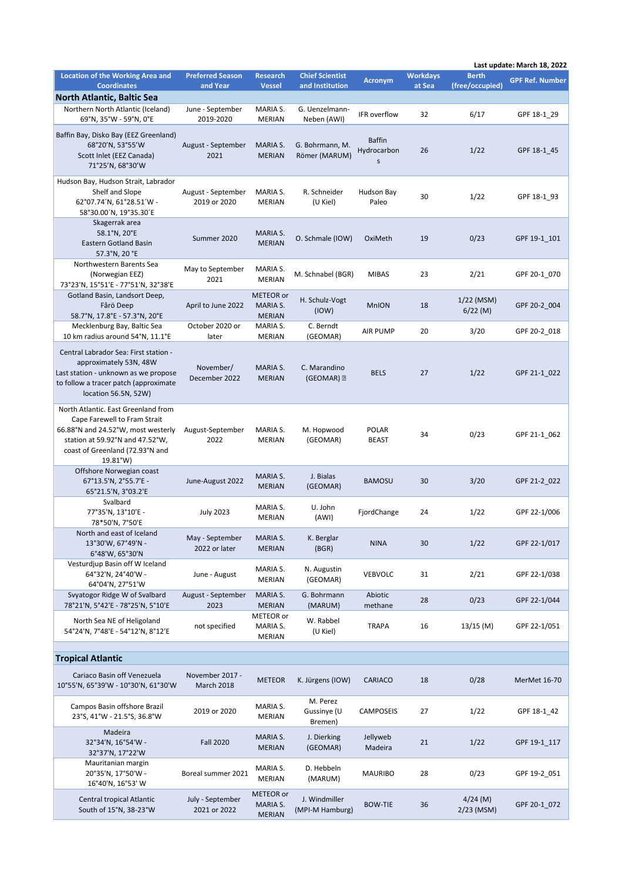Last update: March 18, 2022

| Location of the Working Area and Coordinates | Preferred Season and Year | Research Vessel | Chief Scientist and Institution | Acronym | Workdays at Sea | Berth (free/occupied) | GPF Ref. Number |
|---|---|---|---|---|---|---|---|
| **North Atlantic, Baltic Sea** | | | | | | | |
| Northern North Atlantic (Iceland) 69°N, 35°W - 59°N, 0°E | June - September 2019-2020 | MARIA S. MERIAN | G. Uenzelmann-Neben (AWI) | IFR overflow | 32 | 6/17 | GPF 18-1_29 |
| Baffin Bay, Disko Bay (EEZ Greenland) 68°20'N, 53°55'W Scott Inlet (EEZ Canada) 71°25'N, 68°30'W | August - September 2021 | MARIA S. MERIAN | G. Bohrmann, M. Römer (MARUM) | Baffin Hydrocarbons | 26 | 1/22 | GPF 18-1_45 |
| Hudson Bay, Hudson Strait, Labrador Shelf and Slope 62°07.74´N, 61°28.51´W - 58°30.00´N, 19°35.30´E | August - September 2019 or 2020 | MARIA S. MERIAN | R. Schneider (U Kiel) | Hudson Bay Paleo | 30 | 1/22 | GPF 18-1_93 |
| Skagerrak area 58.1°N, 20°E Eastern Gotland Basin 57.3°N, 20 °E | Summer 2020 | MARIA S. MERIAN | O. Schmale (IOW) | OxiMeth | 19 | 0/23 | GPF 19-1_101 |
| Northwestern Barents Sea (Norwegian EEZ) 73°23'N, 15°51'E - 77°51'N, 32°38'E | May to September 2021 | MARIA S. MERIAN | M. Schnabel (BGR) | MIBAS | 23 | 2/21 | GPF 20-1_070 |
| Gotland Basin, Landsort Deep, Fårö Deep 58.7°N, 17.8°E - 57.3°N, 20°E | April to June 2022 | METEOR or MARIA S. MERIAN | H. Schulz-Vogt (IOW) | MnION | 18 | 1/22 (MSM) 6/22 (M) | GPF 20-2_004 |
| Mecklenburg Bay, Baltic Sea 10 km radius around 54°N, 11.1°E | October 2020 or later | MARIA S. MERIAN | C. Berndt (GEOMAR) | AIR PUMP | 20 | 3/20 | GPF 20-2_018 |
| Central Labrador Sea: First station - approximately 53N, 48W Last station - unknown as we propose to follow a tracer patch (approximate location 56.5N, 52W) | November/ December 2022 | MARIA S. MERIAN | C. Marandino (GEOMAR) | BELS | 27 | 1/22 | GPF 21-1_022 |
| North Atlantic. East Greenland from Cape Farewell to Fram Strait 66.88°N and 24.52°W, most westerly station at 59.92°N and 47.52°W, coast of Greenland (72.93°N and 19.81°W) | August-September 2022 | MARIA S. MERIAN | M. Hopwood (GEOMAR) | POLAR BEAST | 34 | 0/23 | GPF 21-1_062 |
| Offshore Norwegian coast 67°13.5'N, 2°55.7'E - 65°21.5'N, 3°03.2'E | June-August 2022 | MARIA S. MERIAN | J. Bialas (GEOMAR) | BAMOSU | 30 | 3/20 | GPF 21-2_022 |
| Svalbard 77°35'N, 13°10'E - 78*50'N, 7°50'E | July 2023 | MARIA S. MERIAN | U. John (AWI) | FjordChange | 24 | 1/22 | GPF 22-1/006 |
| North and east of Iceland 13°30'W, 67°49'N - 6°48'W, 65°30'N | May - September 2022 or later | MARIA S. MERIAN | K. Berglar (BGR) | NINA | 30 | 1/22 | GPF 22-1/017 |
| Vesturdjup Basin off W Iceland 64°32'N, 24°40'W - 64°04'N, 27°51'W | June - August | MARIA S. MERIAN | N. Augustin (GEOMAR) | VEBVOLC | 31 | 2/21 | GPF 22-1/038 |
| Svyatogor Ridge W of Svalbard 78°21'N, 5°42'E - 78°25'N, 5°10'E | August - September 2023 | MARIA S. MERIAN | G. Bohrmann (MARUM) | Abiotic methane | 28 | 0/23 | GPF 22-1/044 |
| North Sea NE of Heligoland 54°24'N, 7°48'E - 54°12'N, 8°12'E | not specified | METEOR or MARIA S. MERIAN | W. Rabbel (U Kiel) | TRAPA | 16 | 13/15 (M) | GPF 22-1/051 |
| **Tropical Atlantic** | | | | | | | |
| Cariaco Basin off Venezuela 10°55'N, 65°39'W - 10°30'N, 61°30'W | November 2017 - March 2018 | METEOR | K. Jürgens (IOW) | CARIACO | 18 | 0/28 | MerMet 16-70 |
| Campos Basin offshore Brazil 23°S, 41°W - 21.5°S, 36.8°W | 2019 or 2020 | MARIA S. MERIAN | M. Perez Gussinye (U Bremen) | CAMPOSEIS | 27 | 1/22 | GPF 18-1_42 |
| Madeira 32°34'N, 16°54'W - 32°37'N, 17°22'W | Fall 2020 | MARIA S. MERIAN | J. Dierking (GEOMAR) | Jellyweb Madeira | 21 | 1/22 | GPF 19-1_117 |
| Mauritanian margin 20°35'N, 17°50'W - 16°40'N, 16°53' W | Boreal summer 2021 | MARIA S. MERIAN | D. Hebbeln (MARUM) | MAURIBO | 28 | 0/23 | GPF 19-2_051 |
| Central tropical Atlantic South of 15°N, 38-23°W | July - September 2021 or 2022 | METEOR or MARIA S. MERIAN | J. Windmiller (MPI-M Hamburg) | BOW-TIE | 36 | 4/24 (M) 2/23 (MSM) | GPF 20-1_072 |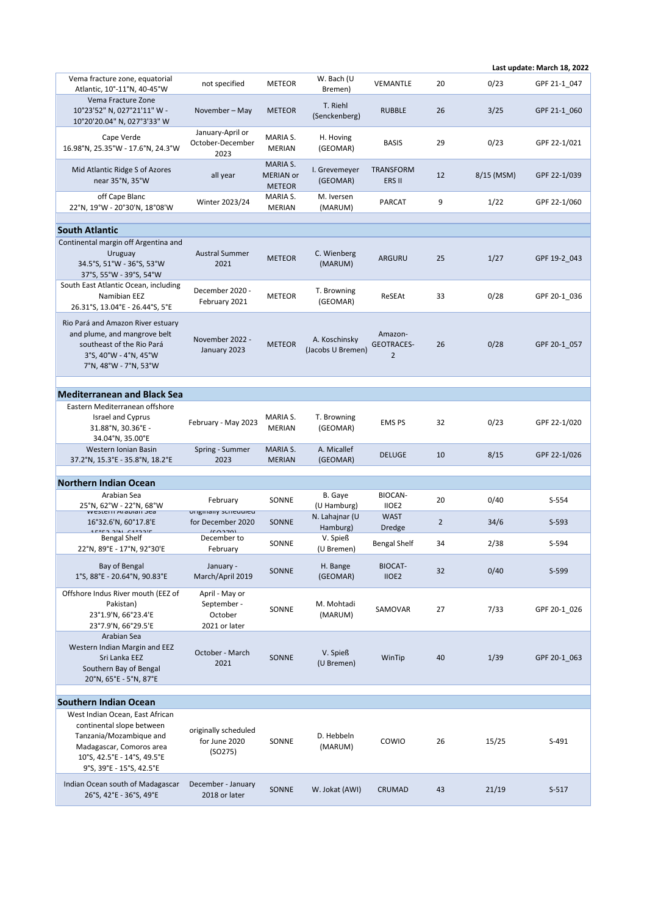Last update: March 18, 2022

| | | | | | | | |
|---|---|---|---|---|---|---|---|
| Vema fracture zone, equatorial Atlantic, 10°-11°N, 40-45°W | not specified | METEOR | W. Bach (U Bremen) | VEMANTLE | 20 | 0/23 | GPF 21-1_047 |
| Vema Fracture Zone 10°23'52" N, 027°21'11" W - 10°20'20.04" N, 027°3'33" W | November – May | METEOR | T. Riehl (Senckenberg) | RUBBLE | 26 | 3/25 | GPF 21-1_060 |
| Cape Verde 16.98°N, 25.35°W - 17.6°N, 24.3°W | January-April or October-December 2023 | MARIA S. MERIAN | H. Hoving (GEOMAR) | BASIS | 29 | 0/23 | GPF 22-1/021 |
| Mid Atlantic Ridge S of Azores near 35°N, 35°W | all year | MARIA S. MERIAN or METEOR | I. Grevemeyer (GEOMAR) | TRANSFORM ERS II | 12 | 8/15 (MSM) | GPF 22-1/039 |
| off Cape Blanc 22°N, 19°W - 20°30'N, 18°08'W | Winter 2023/24 | MARIA S. MERIAN | M. Iversen (MARUM) | PARCAT | 9 | 1/22 | GPF 22-1/060 |
| **South Atlantic** | | | | | | | |
| Continental margin off Argentina and Uruguay 34.5°S, 51°W - 36°S, 53°W 37°S, 55°W - 39°S, 54°W | Austral Summer 2021 | METEOR | C. Wienberg (MARUM) | ARGURU | 25 | 1/27 | GPF 19-2_043 |
| South East Atlantic Ocean, including Namibian EEZ 26.31°S, 13.04°E - 26.44°S, 5°E | December 2020 - February 2021 | METEOR | T. Browning (GEOMAR) | ReSEAt | 33 | 0/28 | GPF 20-1_036 |
| Rio Pará and Amazon River estuary and plume, and mangrove belt southeast of the Rio Pará 3°S, 40°W - 4°N, 45°W 7°N, 48°W - 7°N, 53°W | November 2022 - January 2023 | METEOR | A. Koschinsky (Jacobs U Bremen) | Amazon-GEOTRACES-2 | 26 | 0/28 | GPF 20-1_057 |
| **Mediterranean and Black Sea** | | | | | | | |
| Eastern Mediterranean offshore Israel and Cyprus 31.88°N, 30.36°E - 34.04°N, 35.00°E | February - May 2023 | MARIA S. MERIAN | T. Browning (GEOMAR) | EMS PS | 32 | 0/23 | GPF 22-1/020 |
| Western Ionian Basin 37.2°N, 15.3°E - 35.8°N, 18.2°E | Spring - Summer 2023 | MARIA S. MERIAN | A. Micallef (GEOMAR) | DELUGE | 10 | 8/15 | GPF 22-1/026 |
| **Northern Indian Ocean** | | | | | | | |
| Arabian Sea 25°N, 62°W - 22°N, 68°W | February | SONNE | B. Gaye (U Hamburg) | BIOCAN-IIOE2 | 20 | 0/40 | S-554 |
| Western Arabian Sea 16°32.6'N, 60°17.8'E 15°53.2'N, 61°22'E | originally scheduled for December 2020 (SO279) | SONNE | N. Lahajnar (U Hamburg) | WAST Dredge | 2 | 34/6 | S-593 |
| Bengal Shelf 22°N, 89°E - 17°N, 92°30'E | December to February | SONNE | V. Spieß (U Bremen) | Bengal Shelf | 34 | 2/38 | S-594 |
| Bay of Bengal 1°S, 88°E - 20.64°N, 90.83°E | January - March/April 2019 | SONNE | H. Bange (GEOMAR) | BIOCAT-IIOE2 | 32 | 0/40 | S-599 |
| Offshore Indus River mouth (EEZ of Pakistan) 23°1.9'N, 66°23.4'E 23°7.9'N, 66°29.5'E | April - May or September - October 2021 or later | SONNE | M. Mohtadi (MARUM) | SAMOVAR | 27 | 7/33 | GPF 20-1_026 |
| Arabian Sea Western Indian Margin and EEZ Sri Lanka EEZ Southern Bay of Bengal 20°N, 65°E - 5°N, 87°E | October - March 2021 | SONNE | V. Spieß (U Bremen) | WinTip | 40 | 1/39 | GPF 20-1_063 |
| **Southern Indian Ocean** | | | | | | | |
| West Indian Ocean, East African continental slope between Tanzania/Mozambique and Madagascar, Comoros area 10°S, 42.5°E - 14°S, 49.5°E 9°S, 39°E - 15°S, 42.5°E | originally scheduled for June 2020 (SO275) | SONNE | D. Hebbeln (MARUM) | COWIO | 26 | 15/25 | S-491 |
| Indian Ocean south of Madagascar 26°S, 42°E - 36°S, 49°E | December - January 2018 or later | SONNE | W. Jokat (AWI) | CRUMAD | 43 | 21/19 | S-517 |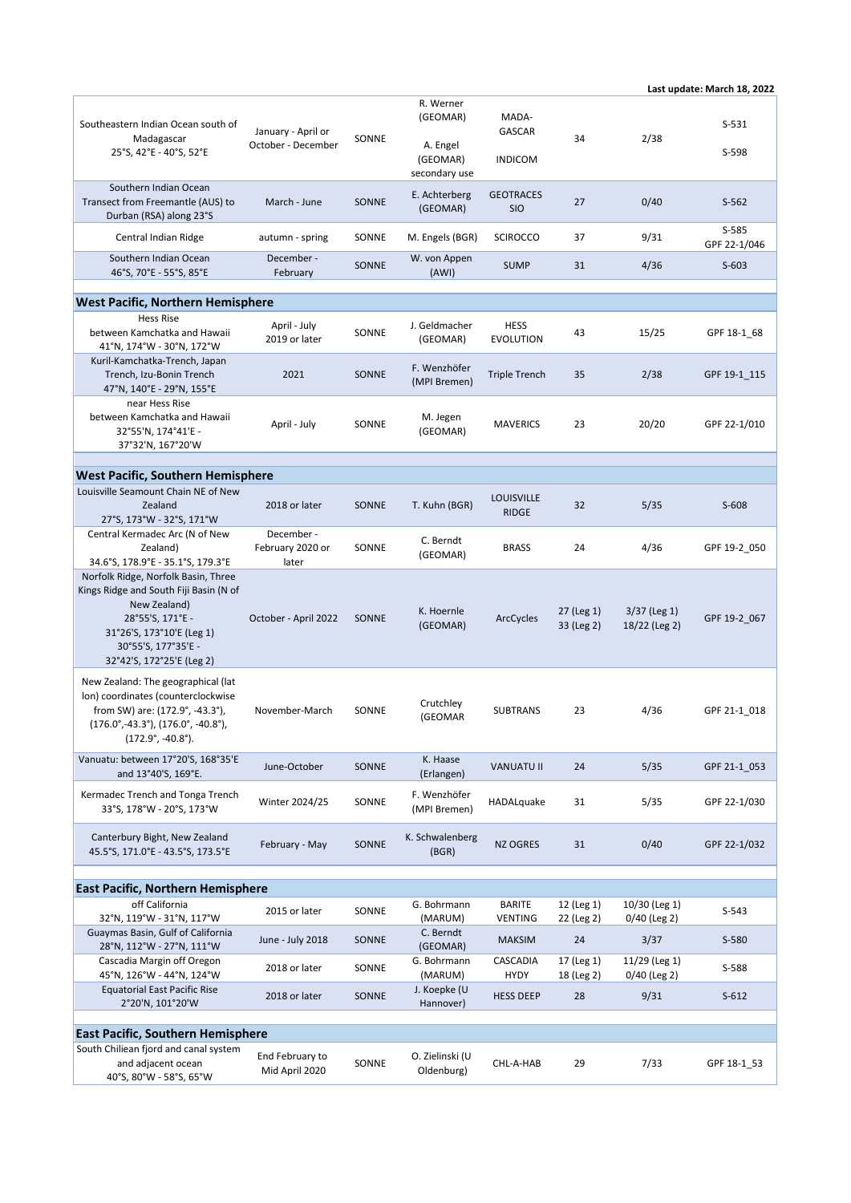Last update: March 18, 2022

| | | | | | | | |
|---|---|---|---|---|---|---|---|
| Southeastern Indian Ocean south of Madagascar 25°S, 42°E - 40°S, 52°E | January - April or October - December | SONNE | R. Werner (GEOMAR) A. Engel (GEOMAR) secondary use | MADA-GASCAR INDICOM | 34 | 2/38 | S-531 S-598 |
| Southern Indian Ocean Transect from Freemantle (AUS) to Durban (RSA) along 23°S | March - June | SONNE | E. Achterberg (GEOMAR) | GEOTRACES SIO | 27 | 0/40 | S-562 |
| Central Indian Ridge | autumn - spring | SONNE | M. Engels (BGR) | SCIROCCO | 37 | 9/31 | S-585 GPF 22-1/046 |
| Southern Indian Ocean 46°S, 70°E - 55°S, 85°E | December - February | SONNE | W. von Appen (AWI) | SUMP | 31 | 4/36 | S-603 |
| **West Pacific, Northern Hemisphere** | | | | | | | |
| Hess Rise between Kamchatka and Hawaii 41°N, 174°W - 30°N, 172°W | April - July 2019 or later | SONNE | J. Geldmacher (GEOMAR) | HESS EVOLUTION | 43 | 15/25 | GPF 18-1_68 |
| Kuril-Kamchatka-Trench, Japan Trench, Izu-Bonin Trench 47°N, 140°E - 29°N, 155°E | 2021 | SONNE | F. Wenzhöfer (MPI Bremen) | Triple Trench | 35 | 2/38 | GPF 19-1_115 |
| near Hess Rise between Kamchatka and Hawaii 32°55'N, 174°41'E - 37°32'N, 167°20'W | April - July | SONNE | M. Jegen (GEOMAR) | MAVERICS | 23 | 20/20 | GPF 22-1/010 |
| **West Pacific, Southern Hemisphere** | | | | | | | |
| Louisville Seamount Chain NE of New Zealand 27°S, 173°W - 32°S, 171°W | 2018 or later | SONNE | T. Kuhn (BGR) | LOUISVILLE RIDGE | 32 | 5/35 | S-608 |
| Central Kermadec Arc (N of New Zealand) 34.6°S, 178.9°E - 35.1°S, 179.3°E | December - February 2020 or later | SONNE | C. Berndt (GEOMAR) | BRASS | 24 | 4/36 | GPF 19-2_050 |
| Norfolk Ridge, Norfolk Basin, Three Kings Ridge and South Fiji Basin (N of New Zealand) 28°55'S, 171°E - 31°26'S, 173°10'E (Leg 1) 30°55'S, 177°35'E - 32°42'S, 172°25'E (Leg 2) | October - April 2022 | SONNE | K. Hoernle (GEOMAR) | ArcCycles | 27 (Leg 1) 33 (Leg 2) | 3/37 (Leg 1) 18/22 (Leg 2) | GPF 19-2_067 |
| New Zealand: The geographical (lat lon) coordinates (counterclockwise from SW) are: (172.9°, -43.3°), (176.0°,-43.3°), (176.0°, -40.8°), (172.9°, -40.8°). | November-March | SONNE | Crutchley (GEOMAR | SUBTRANS | 23 | 4/36 | GPF 21-1_018 |
| Vanuatu: between 17°20'S, 168°35'E and 13°40'S, 169°E. | June-October | SONNE | K. Haase (Erlangen) | VANUATU II | 24 | 5/35 | GPF 21-1_053 |
| Kermadec Trench and Tonga Trench 33°S, 178°W - 20°S, 173°W | Winter 2024/25 | SONNE | F. Wenzhöfer (MPI Bremen) | HADALquake | 31 | 5/35 | GPF 22-1/030 |
| Canterbury Bight, New Zealand 45.5°S, 171.0°E - 43.5°S, 173.5°E | February - May | SONNE | K. Schwalenberg (BGR) | NZ OGRES | 31 | 0/40 | GPF 22-1/032 |
| **East Pacific, Northern Hemisphere** | | | | | | | |
| off California 32°N, 119°W - 31°N, 117°W | 2015 or later | SONNE | G. Bohrmann (MARUM) | BARITE VENTING | 12 (Leg 1) 22 (Leg 2) | 10/30 (Leg 1) 0/40 (Leg 2) | S-543 |
| Guaymas Basin, Gulf of California 28°N, 112°W - 27°N, 111°W | June - July 2018 | SONNE | C. Berndt (GEOMAR) | MAKSIM | 24 | 3/37 | S-580 |
| Cascadia Margin off Oregon 45°N, 126°W - 44°N, 124°W | 2018 or later | SONNE | G. Bohrmann (MARUM) | CASCADIA HYDY | 17 (Leg 1) 18 (Leg 2) | 11/29 (Leg 1) 0/40 (Leg 2) | S-588 |
| Equatorial East Pacific Rise 2°20'N, 101°20'W | 2018 or later | SONNE | J. Koepke (U Hannover) | HESS DEEP | 28 | 9/31 | S-612 |
| **East Pacific, Southern Hemisphere** | | | | | | | |
| South Chilean fjord and canal system and adjacent ocean 40°S, 80°W - 58°S, 65°W | End February to Mid April 2020 | SONNE | O. Zielinski (U Oldenburg) | CHL-A-HAB | 29 | 7/33 | GPF 18-1_53 |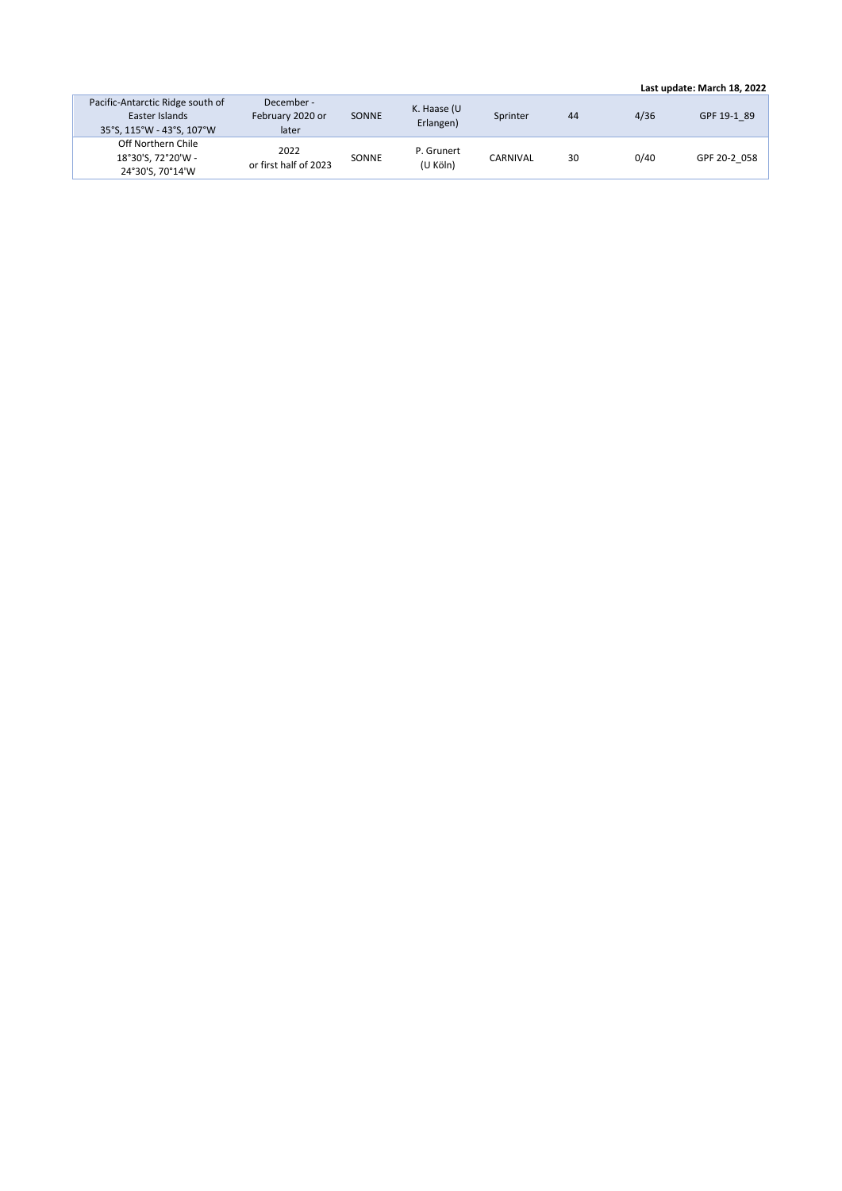**Last update: March 18, 2022**

| | | | | | | | |
|---|---|---|---|---|---|---|---|
| Pacific-Antarctic Ridge south of Easter Islands 35°S, 115°W - 43°S, 107°W | December - February 2020 or later | SONNE | K. Haase (U Erlangen) | Sprinter | 44 | 4/36 | GPF 19-1_89 |
| Off Northern Chile 18°30'S, 72°20'W - 24°30'S, 70°14'W | 2022 or first half of 2023 | SONNE | P. Grunert (U Köln) | CARNIVAL | 30 | 0/40 | GPF 20-2_058 |